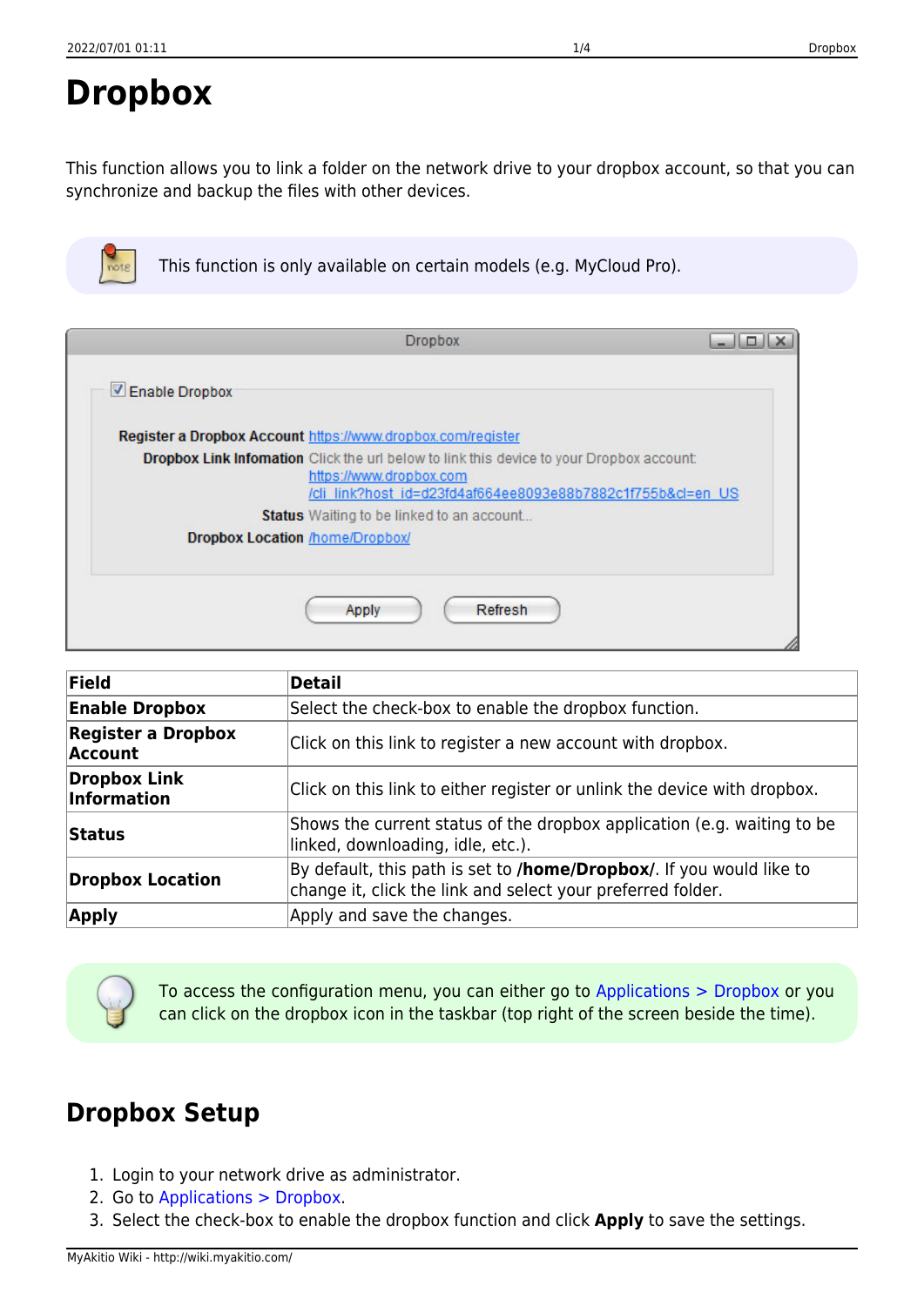# Dropbox

This function allows you to link a folder on the network drive to your dropbox account, so that you can synchronize and backup the files with other devices.

This function is only available on certain models (e.g. MyCloud Pro).

| Field | Detail |
|---|---|
| **Enable Dropbox** | Select the check-box to enable the dropbox function. |
| **Register a Dropbox Account** | Click on this link to register a new account with dropbox. |
| **Dropbox Link Information** | Click on this link to either register or unlink the device with dropbox. |
| **Status** | Shows the current status of the dropbox application (e.g. waiting to be linked, downloading, idle, etc.). |
| **Dropbox Location** | By default, this path is set to **/home/Dropbox/**. If you would like to change it, click the link and select your preferred folder. |
| **Apply** | Apply and save the changes. |

To access the configuration menu, you can either go to Applications > Dropbox or you can click on the dropbox icon in the taskbar (top right of the screen beside the time).

## Dropbox Setup

1. Login to your network drive as administrator.
2. Go to Applications > Dropbox.
3. Select the check-box to enable the dropbox function and click **Apply** to save the settings.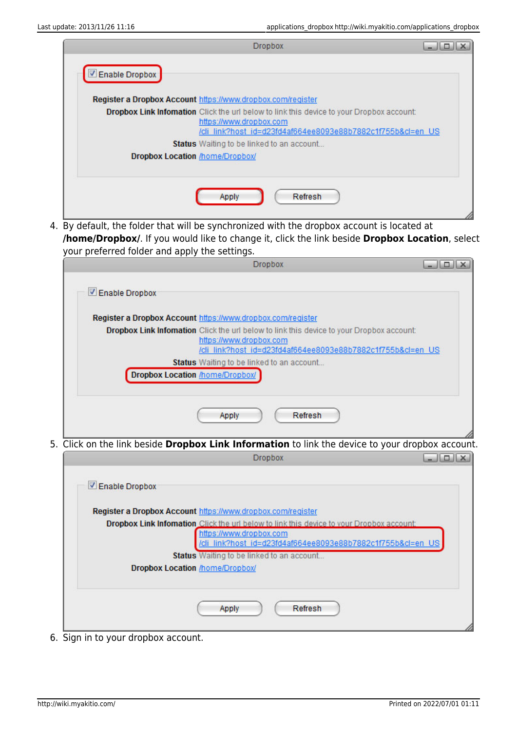4. By default, the folder that will be synchronized with the dropbox account is located at **/home/Dropbox/**. If you would like to change it, click the link beside **Dropbox Location**, select your preferred folder and apply the settings.
5. Click on the link beside **Dropbox Link Information** to link the device to your dropbox account.
6. Sign in to your dropbox account.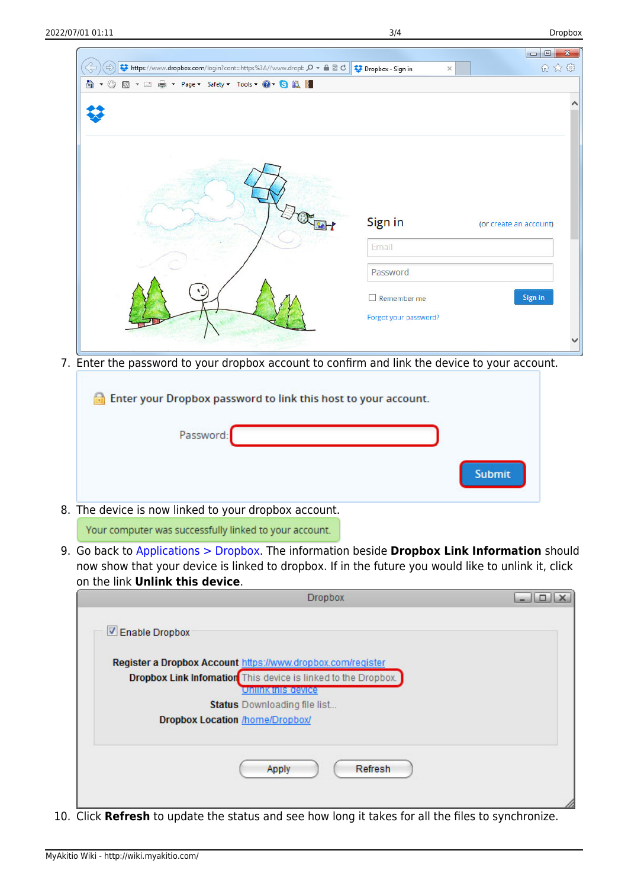7. Enter the password to your dropbox account to confirm and link the device to your account.

8. The device is now linked to your dropbox account.

9. Go back to Applications > Dropbox. The information beside **Dropbox Link Information** should now show that your device is linked to dropbox. If in the future you would like to unlink it, click on the link **Unlink this device**.

10. Click **Refresh** to update the status and see how long it takes for all the files to synchronize.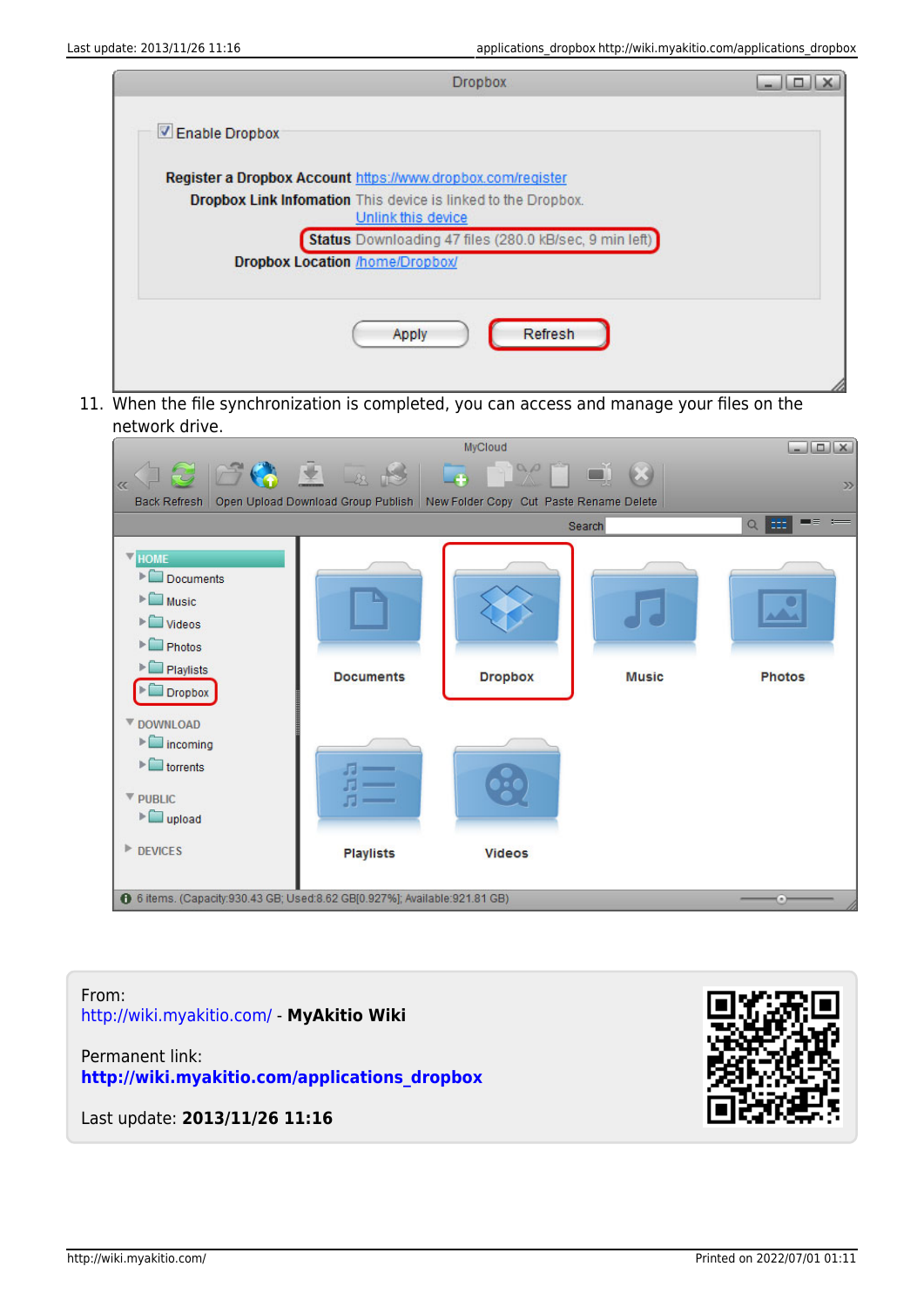11. When the file synchronization is completed, you can access and manage your files on the network drive.

From:
http://wiki.myakitio.com/ - **MyAkitio Wiki**

Permanent link:
**http://wiki.myakitio.com/applications_dropbox**

Last update: **2013/11/26 11:16**